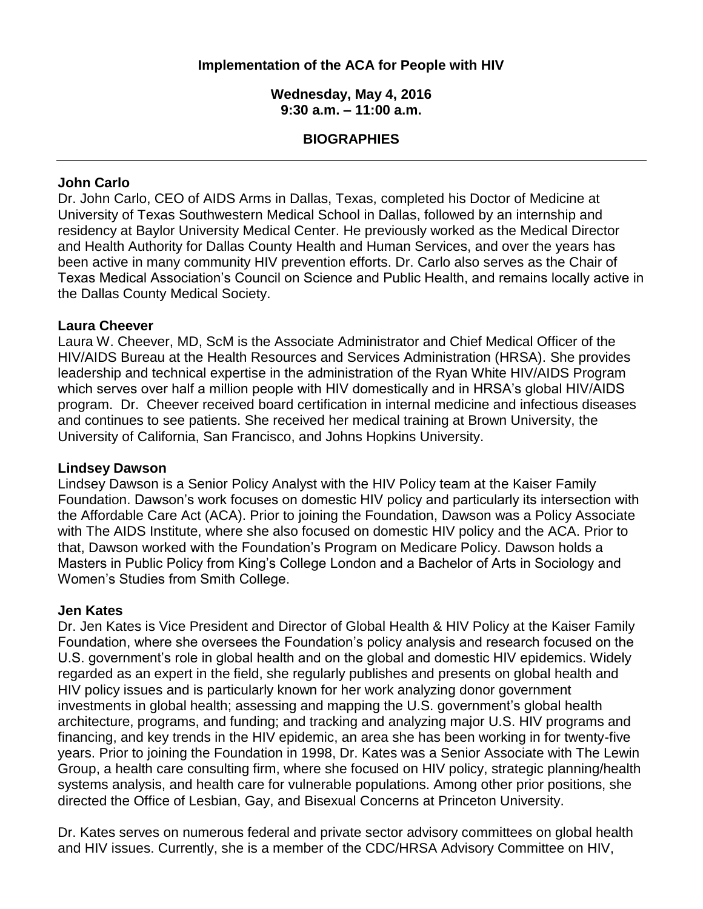# Implementation of the ACA for People with HIV

**Wednesday, May 4, 2016**
**9:30 a.m. – 11:00 a.m.**

## BIOGRAPHIES

---

### John Carlo

Dr. John Carlo, CEO of AIDS Arms in Dallas, Texas, completed his Doctor of Medicine at University of Texas Southwestern Medical School in Dallas, followed by an internship and residency at Baylor University Medical Center. He previously worked as the Medical Director and Health Authority for Dallas County Health and Human Services, and over the years has been active in many community HIV prevention efforts. Dr. Carlo also serves as the Chair of Texas Medical Association's Council on Science and Public Health, and remains locally active in the Dallas County Medical Society.

### Laura Cheever

Laura W. Cheever, MD, ScM is the Associate Administrator and Chief Medical Officer of the HIV/AIDS Bureau at the Health Resources and Services Administration (HRSA). She provides leadership and technical expertise in the administration of the Ryan White HIV/AIDS Program which serves over half a million people with HIV domestically and in HRSA's global HIV/AIDS program. Dr. Cheever received board certification in internal medicine and infectious diseases and continues to see patients. She received her medical training at Brown University, the University of California, San Francisco, and Johns Hopkins University.

### Lindsey Dawson

Lindsey Dawson is a Senior Policy Analyst with the HIV Policy team at the Kaiser Family Foundation. Dawson's work focuses on domestic HIV policy and particularly its intersection with the Affordable Care Act (ACA). Prior to joining the Foundation, Dawson was a Policy Associate with The AIDS Institute, where she also focused on domestic HIV policy and the ACA. Prior to that, Dawson worked with the Foundation's Program on Medicare Policy. Dawson holds a Masters in Public Policy from King's College London and a Bachelor of Arts in Sociology and Women's Studies from Smith College.

### Jen Kates

Dr. Jen Kates is Vice President and Director of Global Health & HIV Policy at the Kaiser Family Foundation, where she oversees the Foundation's policy analysis and research focused on the U.S. government's role in global health and on the global and domestic HIV epidemics. Widely regarded as an expert in the field, she regularly publishes and presents on global health and HIV policy issues and is particularly known for her work analyzing donor government investments in global health; assessing and mapping the U.S. government's global health architecture, programs, and funding; and tracking and analyzing major U.S. HIV programs and financing, and key trends in the HIV epidemic, an area she has been working in for twenty-five years. Prior to joining the Foundation in 1998, Dr. Kates was a Senior Associate with The Lewin Group, a health care consulting firm, where she focused on HIV policy, strategic planning/health systems analysis, and health care for vulnerable populations. Among other prior positions, she directed the Office of Lesbian, Gay, and Bisexual Concerns at Princeton University.

Dr. Kates serves on numerous federal and private sector advisory committees on global health and HIV issues. Currently, she is a member of the CDC/HRSA Advisory Committee on HIV,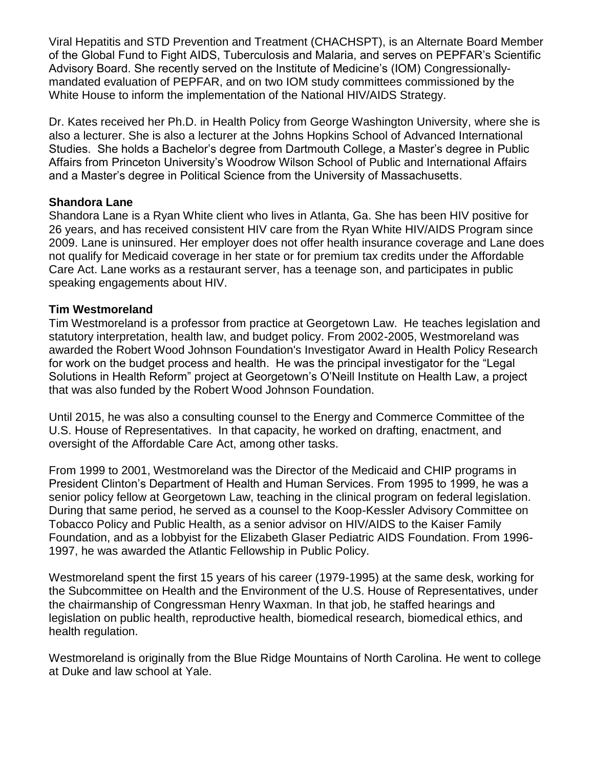Viral Hepatitis and STD Prevention and Treatment (CHACHSPT), is an Alternate Board Member of the Global Fund to Fight AIDS, Tuberculosis and Malaria, and serves on PEPFAR's Scientific Advisory Board. She recently served on the Institute of Medicine's (IOM) Congressionally-mandated evaluation of PEPFAR, and on two IOM study committees commissioned by the White House to inform the implementation of the National HIV/AIDS Strategy.

Dr. Kates received her Ph.D. in Health Policy from George Washington University, where she is also a lecturer. She is also a lecturer at the Johns Hopkins School of Advanced International Studies. She holds a Bachelor's degree from Dartmouth College, a Master's degree in Public Affairs from Princeton University's Woodrow Wilson School of Public and International Affairs and a Master's degree in Political Science from the University of Massachusetts.

**Shandora Lane**

Shandora Lane is a Ryan White client who lives in Atlanta, Ga. She has been HIV positive for 26 years, and has received consistent HIV care from the Ryan White HIV/AIDS Program since 2009. Lane is uninsured. Her employer does not offer health insurance coverage and Lane does not qualify for Medicaid coverage in her state or for premium tax credits under the Affordable Care Act. Lane works as a restaurant server, has a teenage son, and participates in public speaking engagements about HIV.

**Tim Westmoreland**

Tim Westmoreland is a professor from practice at Georgetown Law. He teaches legislation and statutory interpretation, health law, and budget policy. From 2002-2005, Westmoreland was awarded the Robert Wood Johnson Foundation's Investigator Award in Health Policy Research for work on the budget process and health. He was the principal investigator for the "Legal Solutions in Health Reform" project at Georgetown's O'Neill Institute on Health Law, a project that was also funded by the Robert Wood Johnson Foundation.

Until 2015, he was also a consulting counsel to the Energy and Commerce Committee of the U.S. House of Representatives. In that capacity, he worked on drafting, enactment, and oversight of the Affordable Care Act, among other tasks.

From 1999 to 2001, Westmoreland was the Director of the Medicaid and CHIP programs in President Clinton's Department of Health and Human Services. From 1995 to 1999, he was a senior policy fellow at Georgetown Law, teaching in the clinical program on federal legislation. During that same period, he served as a counsel to the Koop-Kessler Advisory Committee on Tobacco Policy and Public Health, as a senior advisor on HIV/AIDS to the Kaiser Family Foundation, and as a lobbyist for the Elizabeth Glaser Pediatric AIDS Foundation. From 1996-1997, he was awarded the Atlantic Fellowship in Public Policy.

Westmoreland spent the first 15 years of his career (1979-1995) at the same desk, working for the Subcommittee on Health and the Environment of the U.S. House of Representatives, under the chairmanship of Congressman Henry Waxman. In that job, he staffed hearings and legislation on public health, reproductive health, biomedical research, biomedical ethics, and health regulation.

Westmoreland is originally from the Blue Ridge Mountains of North Carolina. He went to college at Duke and law school at Yale.